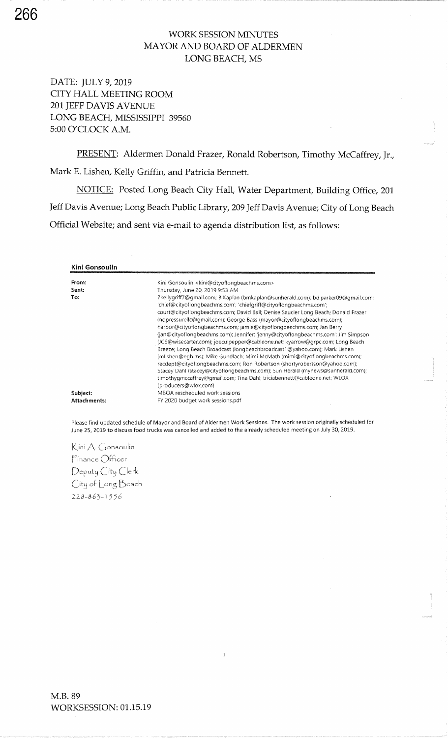# WORK SESSION MINUTES
# MAYOR AND BOARD OF ALDERMEN
# LONG BEACH, MS

DATE: JULY 9, 2019
CITY HALL MEETING ROOM
201 JEFF DAVIS AVENUE
LONG BEACH, MISSISSIPPI 39560
5:00 O'CLOCK A.M.

PRESENT: Aldermen Donald Frazer, Ronald Robertson, Timothy McCaffrey, Jr., Mark E. Lishen, Kelly Griffin, and Patricia Bennett.

NOTICE: Posted Long Beach City Hall, Water Department, Building Office, 201 Jeff Davis Avenue; Long Beach Public Library, 209 Jeff Davis Avenue; City of Long Beach Official Website; and sent via e-mail to agenda distribution list, as follows:

**Kini Gonsoulin**

| | |
|---|---|
| **From:** | Kini Gonsoulin <kini@cityoflongbeachms.com> |
| **Sent:** | Thursday, June 20, 2019 9:53 AM |
| **To:** | 7kellygriff7@gmail.com; B Kaplan (bmkaplan@sunherald.com); bd.parker09@gmail.com; 'chief@cityoflongbeachms.com'; 'chiefgriff@cityoflongbeachms.com'; court@cityoflongbeachms.com; David Ball; Denise Saucier Long Beach; Donald Frazer (nopressurellc@gmail.com); George Bass (mayor@cityoflongbeachms.com); harbor@cityoflongbeachms.com; jamie@cityoflongbeachms.com; Jan Berry (jan@cityoflongbeachms.com); Jennifer; 'jenny@cityoflongbeachms.com'; Jim Simpson (JCS@wisecarter.com); joeculpepper@cableone.net; kyarrow@grpc.com; Long Beach Breeze; Long Beach Broadcast (longbeachbroadcast1@yahoo.com); Mark Lishen (mlishen@egh.ms); Mike Gundlach; Mimi McMath (mimi@cityoflongbeachms.com); recdept@cityoflongbeachms.com; Ron Robertson (shortyrobertson@yahoo.com); Stacey Dahl (stacey@cityoflongbeachms.com); Sun Herald (mynews@sunherald.com); timothygmccaffrey@gmail.com; Tina Dahl; triciabennett@cableone.net; WLOX (producers@wlox.com) |
| **Subject:** | MBOA rescheduled work sessions |
| **Attachments:** | FY 2020 budget work sessions.pdf |

Please find updated schedule of Mayor and Board of Aldermen Work Sessions. The work session originally scheduled for June 25, 2019 to discuss food trucks was cancelled and added to the already scheduled meeting on July 30, 2019.

Kini A. Gonsoulin
Finance Officer
Deputy City Clerk
City of Long Beach
228-863-1556

M.B. 89
WORKSESSION: 01.15.19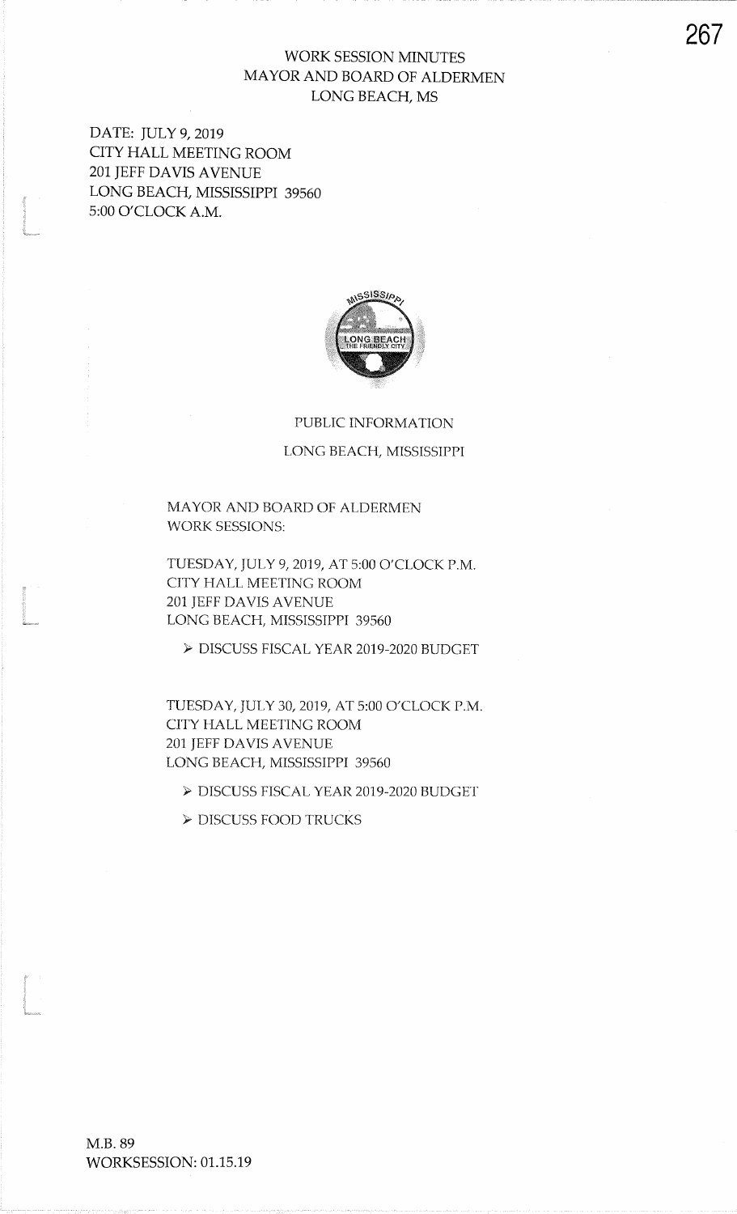WORK SESSION MINUTES
MAYOR AND BOARD OF ALDERMEN
LONG BEACH, MS

DATE: JULY 9, 2019
CITY HALL MEETING ROOM
201 JEFF DAVIS AVENUE
LONG BEACH, MISSISSIPPI 39560
5:00 O'CLOCK A.M.

PUBLIC INFORMATION

LONG BEACH, MISSISSIPPI

MAYOR AND BOARD OF ALDERMEN
WORK SESSIONS:

TUESDAY, JULY 9, 2019, AT 5:00 O'CLOCK P.M.
CITY HALL MEETING ROOM
201 JEFF DAVIS AVENUE
LONG BEACH, MISSISSIPPI 39560

- DISCUSS FISCAL YEAR 2019-2020 BUDGET

TUESDAY, JULY 30, 2019, AT 5:00 O'CLOCK P.M.
CITY HALL MEETING ROOM
201 JEFF DAVIS AVENUE
LONG BEACH, MISSISSIPPI 39560

- DISCUSS FISCAL YEAR 2019-2020 BUDGET
- DISCUSS FOOD TRUCKS

M.B. 89
WORKSESSION: 01.15.19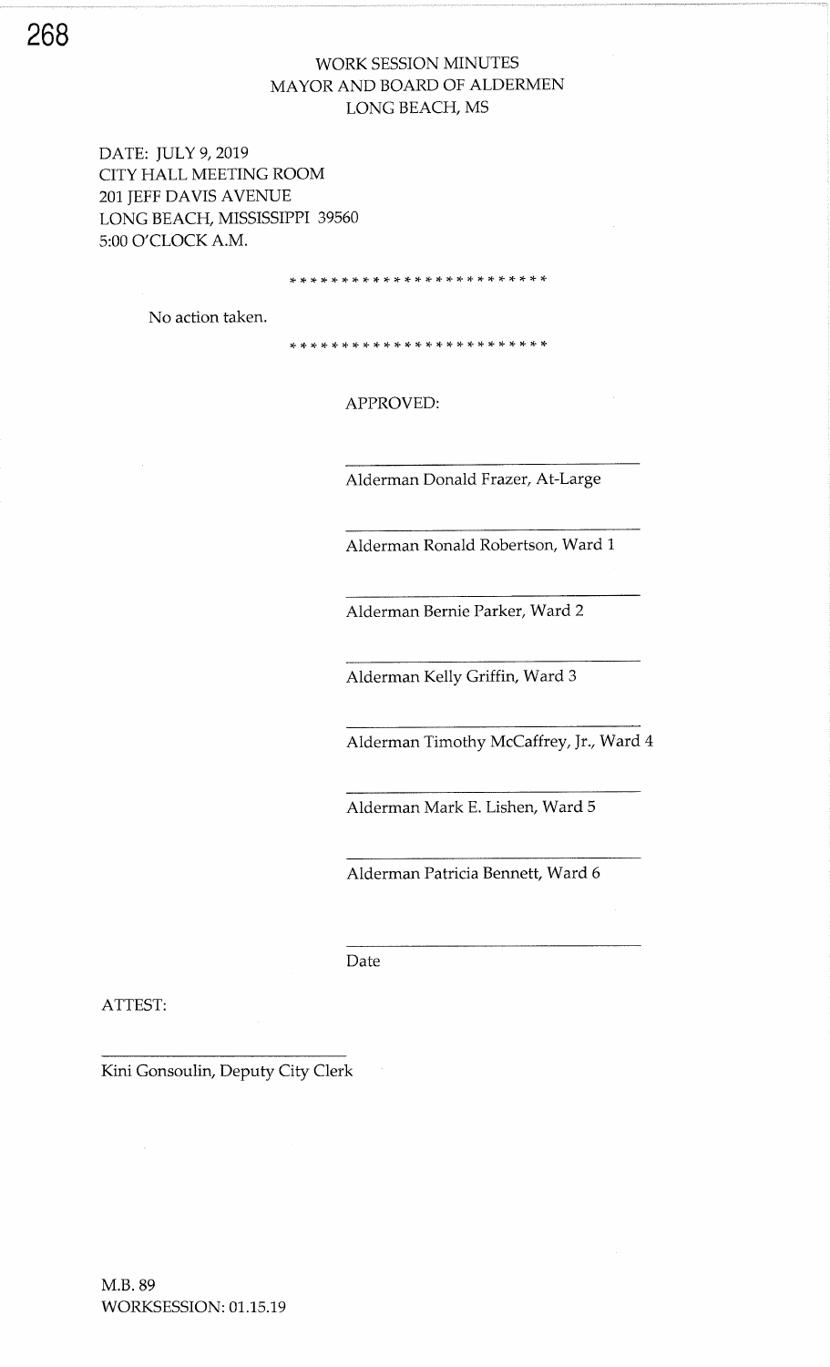# WORK SESSION MINUTES
## MAYOR AND BOARD OF ALDERMEN
## LONG BEACH, MS

DATE: JULY 9, 2019
CITY HALL MEETING ROOM
201 JEFF DAVIS AVENUE
LONG BEACH, MISSISSIPPI 39560
5:00 O'CLOCK A.M.

\* \* \* \* \* \* \* \* \* \* \* \* \* \* \* \* \* \* \* \* \* \* \* \* \*

No action taken.

\* \* \* \* \* \* \* \* \* \* \* \* \* \* \* \* \* \* \* \* \* \* \* \* \*

APPROVED:

\_\_\_\_\_\_\_\_\_\_\_\_\_\_\_\_\_\_\_\_\_\_\_\_\_\_\_\_\_\_\_\_\_\_

Alderman Donald Frazer, At-Large

\_\_\_\_\_\_\_\_\_\_\_\_\_\_\_\_\_\_\_\_\_\_\_\_\_\_\_\_\_\_\_\_\_\_

Alderman Ronald Robertson, Ward 1

\_\_\_\_\_\_\_\_\_\_\_\_\_\_\_\_\_\_\_\_\_\_\_\_\_\_\_\_\_\_\_\_\_\_

Alderman Bernie Parker, Ward 2

\_\_\_\_\_\_\_\_\_\_\_\_\_\_\_\_\_\_\_\_\_\_\_\_\_\_\_\_\_\_\_\_\_\_

Alderman Kelly Griffin, Ward 3

\_\_\_\_\_\_\_\_\_\_\_\_\_\_\_\_\_\_\_\_\_\_\_\_\_\_\_\_\_\_\_\_\_\_

Alderman Timothy McCaffrey, Jr., Ward 4

\_\_\_\_\_\_\_\_\_\_\_\_\_\_\_\_\_\_\_\_\_\_\_\_\_\_\_\_\_\_\_\_\_\_

Alderman Mark E. Lishen, Ward 5

\_\_\_\_\_\_\_\_\_\_\_\_\_\_\_\_\_\_\_\_\_\_\_\_\_\_\_\_\_\_\_\_\_\_

Alderman Patricia Bennett, Ward 6

\_\_\_\_\_\_\_\_\_\_\_\_\_\_\_\_\_\_\_\_\_\_\_\_\_\_\_\_\_\_\_\_\_\_

Date

ATTEST:

\_\_\_\_\_\_\_\_\_\_\_\_\_\_\_\_\_\_\_\_\_\_\_\_\_\_\_\_\_\_\_\_\_\_

Kini Gonsoulin, Deputy City Clerk

M.B. 89
WORKSESSION: 01.15.19